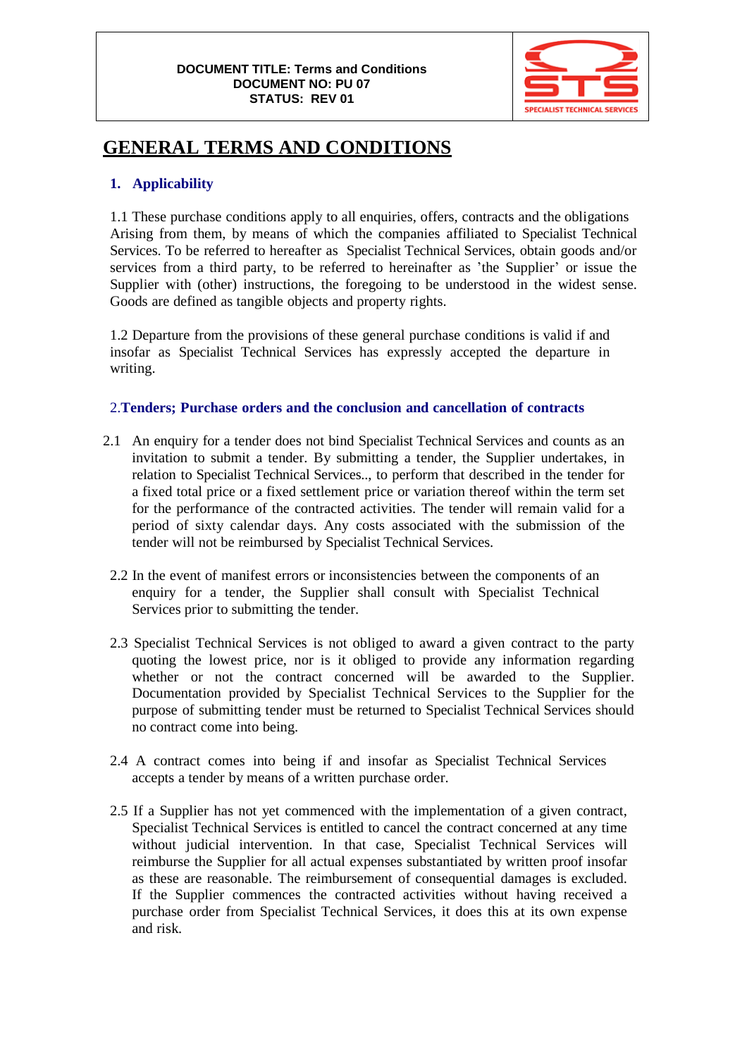**DOCUMENT TITLE: Terms and Conditions**
**DOCUMENT NO: PU 07**
**STATUS: REV 01**

# GENERAL TERMS AND CONDITIONS

## 1. Applicability

1.1 These purchase conditions apply to all enquiries, offers, contracts and the obligations Arising from them, by means of which the companies affiliated to Specialist Technical Services. To be referred to hereafter as Specialist Technical Services, obtain goods and/or services from a third party, to be referred to hereinafter as 'the Supplier' or issue the Supplier with (other) instructions, the foregoing to be understood in the widest sense. Goods are defined as tangible objects and property rights.

1.2 Departure from the provisions of these general purchase conditions is valid if and insofar as Specialist Technical Services has expressly accepted the departure in writing.

## 2. Tenders; Purchase orders and the conclusion and cancellation of contracts

2.1 An enquiry for a tender does not bind Specialist Technical Services and counts as an invitation to submit a tender. By submitting a tender, the Supplier undertakes, in relation to Specialist Technical Services.., to perform that described in the tender for a fixed total price or a fixed settlement price or variation thereof within the term set for the performance of the contracted activities. The tender will remain valid for a period of sixty calendar days. Any costs associated with the submission of the tender will not be reimbursed by Specialist Technical Services.

2.2 In the event of manifest errors or inconsistencies between the components of an enquiry for a tender, the Supplier shall consult with Specialist Technical Services prior to submitting the tender.

2.3 Specialist Technical Services is not obliged to award a given contract to the party quoting the lowest price, nor is it obliged to provide any information regarding whether or not the contract concerned will be awarded to the Supplier. Documentation provided by Specialist Technical Services to the Supplier for the purpose of submitting tender must be returned to Specialist Technical Services should no contract come into being.

2.4 A contract comes into being if and insofar as Specialist Technical Services accepts a tender by means of a written purchase order.

2.5 If a Supplier has not yet commenced with the implementation of a given contract, Specialist Technical Services is entitled to cancel the contract concerned at any time without judicial intervention. In that case, Specialist Technical Services will reimburse the Supplier for all actual expenses substantiated by written proof insofar as these are reasonable. The reimbursement of consequential damages is excluded. If the Supplier commences the contracted activities without having received a purchase order from Specialist Technical Services, it does this at its own expense and risk.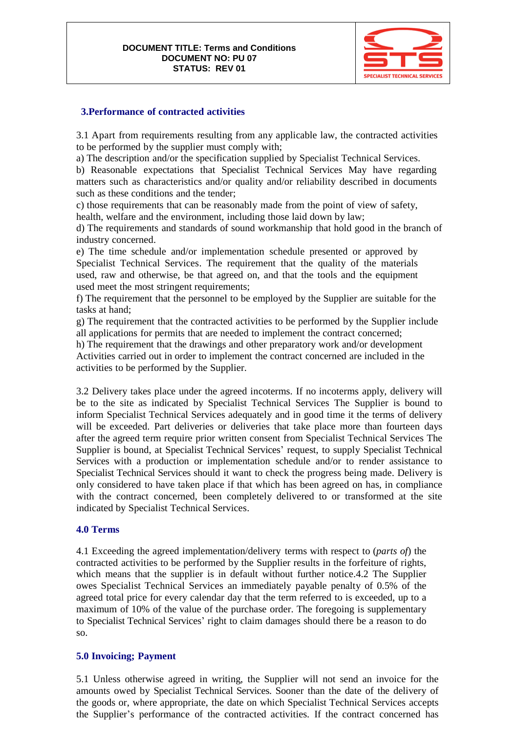## 3.Performance of contracted activities

3.1 Apart from requirements resulting from any applicable law, the contracted activities to be performed by the supplier must comply with;

a) The description and/or the specification supplied by Specialist Technical Services.

b) Reasonable expectations that Specialist Technical Services May have regarding matters such as characteristics and/or quality and/or reliability described in documents such as these conditions and the tender;

c) those requirements that can be reasonably made from the point of view of safety, health, welfare and the environment, including those laid down by law;

d) The requirements and standards of sound workmanship that hold good in the branch of industry concerned.

e) The time schedule and/or implementation schedule presented or approved by Specialist Technical Services. The requirement that the quality of the materials used, raw and otherwise, be that agreed on, and that the tools and the equipment used meet the most stringent requirements;

f) The requirement that the personnel to be employed by the Supplier are suitable for the tasks at hand;

g) The requirement that the contracted activities to be performed by the Supplier include all applications for permits that are needed to implement the contract concerned;

h) The requirement that the drawings and other preparatory work and/or development Activities carried out in order to implement the contract concerned are included in the activities to be performed by the Supplier.

3.2 Delivery takes place under the agreed incoterms. If no incoterms apply, delivery will be to the site as indicated by Specialist Technical Services The Supplier is bound to inform Specialist Technical Services adequately and in good time it the terms of delivery will be exceeded. Part deliveries or deliveries that take place more than fourteen days after the agreed term require prior written consent from Specialist Technical Services The Supplier is bound, at Specialist Technical Services' request, to supply Specialist Technical Services with a production or implementation schedule and/or to render assistance to Specialist Technical Services should it want to check the progress being made. Delivery is only considered to have taken place if that which has been agreed on has, in compliance with the contract concerned, been completely delivered to or transformed at the site indicated by Specialist Technical Services.

## 4.0 Terms

4.1 Exceeding the agreed implementation/delivery terms with respect to (*parts of*) the contracted activities to be performed by the Supplier results in the forfeiture of rights, which means that the supplier is in default without further notice.4.2 The Supplier owes Specialist Technical Services an immediately payable penalty of 0.5% of the agreed total price for every calendar day that the term referred to is exceeded, up to a maximum of 10% of the value of the purchase order. The foregoing is supplementary to Specialist Technical Services' right to claim damages should there be a reason to do so.

## 5.0 Invoicing; Payment

5.1 Unless otherwise agreed in writing, the Supplier will not send an invoice for the amounts owed by Specialist Technical Services. Sooner than the date of the delivery of the goods or, where appropriate, the date on which Specialist Technical Services accepts the Supplier's performance of the contracted activities. If the contract concerned has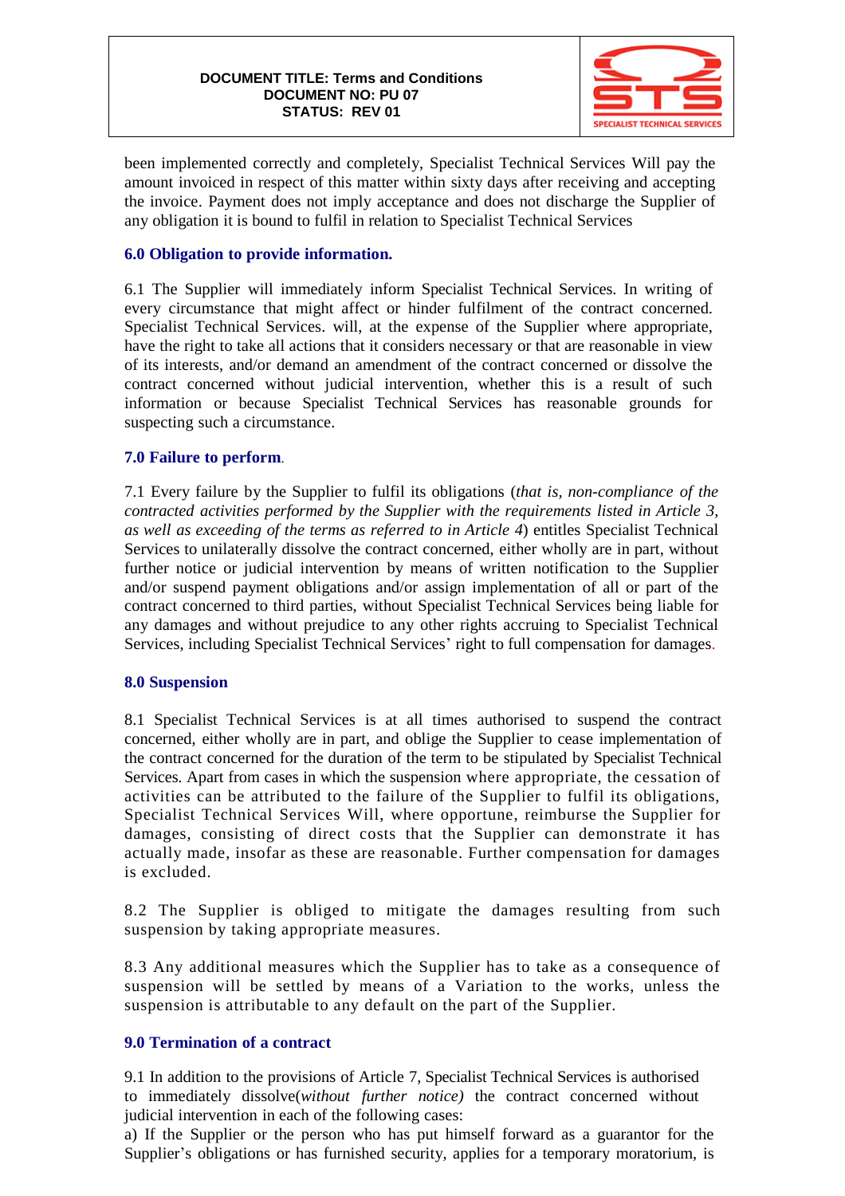been implemented correctly and completely, Specialist Technical Services Will pay the amount invoiced in respect of this matter within sixty days after receiving and accepting the invoice. Payment does not imply acceptance and does not discharge the Supplier of any obligation it is bound to fulfil in relation to Specialist Technical Services

## 6.0 Obligation to provide information.

6.1 The Supplier will immediately inform Specialist Technical Services. In writing of every circumstance that might affect or hinder fulfilment of the contract concerned. Specialist Technical Services. will, at the expense of the Supplier where appropriate, have the right to take all actions that it considers necessary or that are reasonable in view of its interests, and/or demand an amendment of the contract concerned or dissolve the contract concerned without judicial intervention, whether this is a result of such information or because Specialist Technical Services has reasonable grounds for suspecting such a circumstance.

## 7.0 Failure to perform.

7.1 Every failure by the Supplier to fulfil its obligations (*that is, non-compliance of the contracted activities performed by the Supplier with the requirements listed in Article 3, as well as exceeding of the terms as referred to in Article 4*) entitles Specialist Technical Services to unilaterally dissolve the contract concerned, either wholly are in part, without further notice or judicial intervention by means of written notification to the Supplier and/or suspend payment obligations and/or assign implementation of all or part of the contract concerned to third parties, without Specialist Technical Services being liable for any damages and without prejudice to any other rights accruing to Specialist Technical Services, including Specialist Technical Services' right to full compensation for damages.

## 8.0 Suspension

8.1 Specialist Technical Services is at all times authorised to suspend the contract concerned, either wholly are in part, and oblige the Supplier to cease implementation of the contract concerned for the duration of the term to be stipulated by Specialist Technical Services. Apart from cases in which the suspension where appropriate, the cessation of activities can be attributed to the failure of the Supplier to fulfil its obligations, Specialist Technical Services Will, where opportune, reimburse the Supplier for damages, consisting of direct costs that the Supplier can demonstrate it has actually made, insofar as these are reasonable. Further compensation for damages is excluded.

8.2 The Supplier is obliged to mitigate the damages resulting from such suspension by taking appropriate measures.

8.3 Any additional measures which the Supplier has to take as a consequence of suspension will be settled by means of a Variation to the works, unless the suspension is attributable to any default on the part of the Supplier.

## 9.0 Termination of a contract

9.1 In addition to the provisions of Article 7, Specialist Technical Services is authorised to immediately dissolve(*without further notice)* the contract concerned without judicial intervention in each of the following cases:

a) If the Supplier or the person who has put himself forward as a guarantor for the Supplier's obligations or has furnished security, applies for a temporary moratorium, is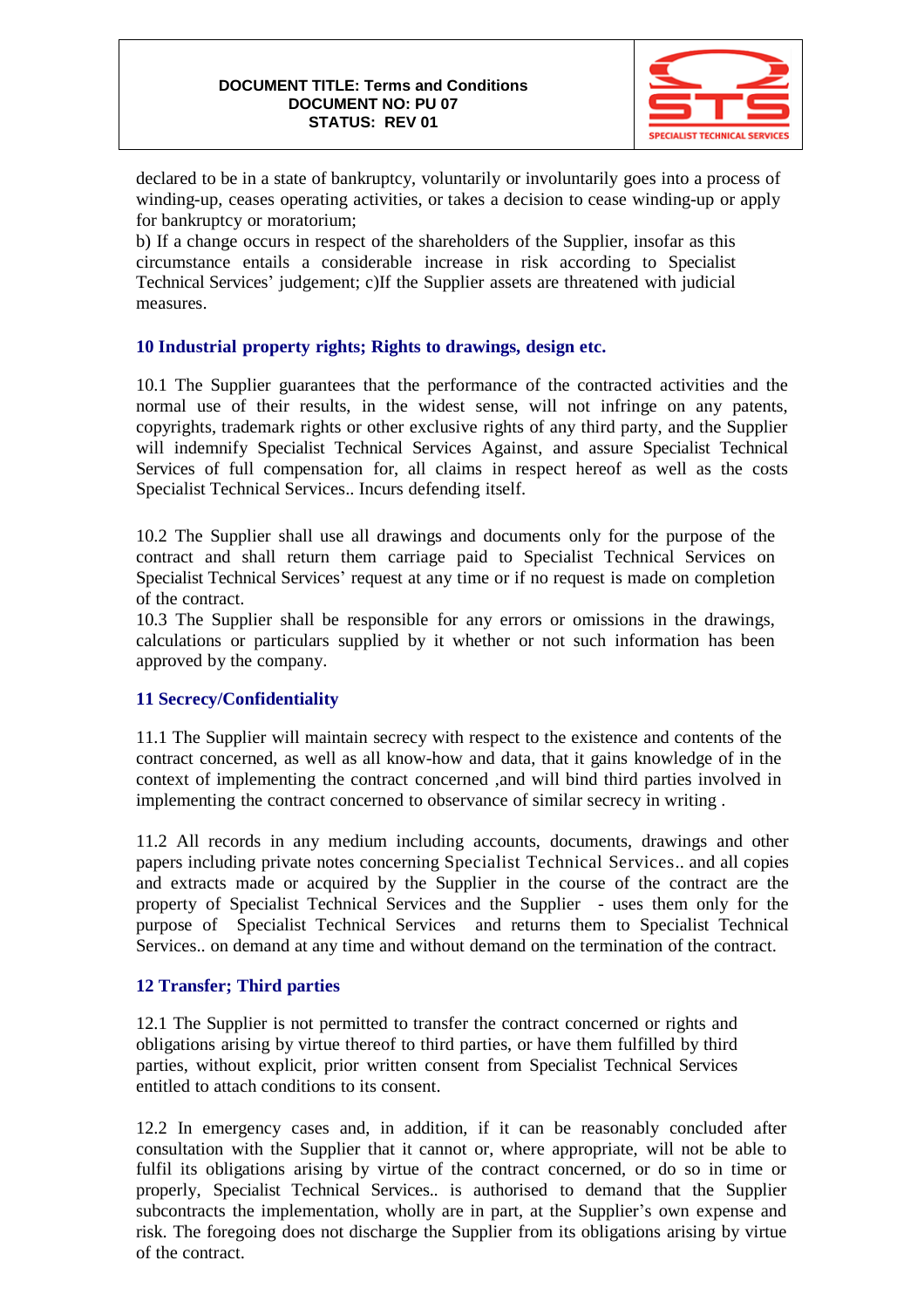declared to be in a state of bankruptcy, voluntarily or involuntarily goes into a process of winding-up, ceases operating activities, or takes a decision to cease winding-up or apply for bankruptcy or moratorium;

b) If a change occurs in respect of the shareholders of the Supplier, insofar as this circumstance entails a considerable increase in risk according to Specialist Technical Services' judgement; c)If the Supplier assets are threatened with judicial measures.

## 10 Industrial property rights; Rights to drawings, design etc.

10.1 The Supplier guarantees that the performance of the contracted activities and the normal use of their results, in the widest sense, will not infringe on any patents, copyrights, trademark rights or other exclusive rights of any third party, and the Supplier will indemnify Specialist Technical Services Against, and assure Specialist Technical Services of full compensation for, all claims in respect hereof as well as the costs Specialist Technical Services.. Incurs defending itself.

10.2 The Supplier shall use all drawings and documents only for the purpose of the contract and shall return them carriage paid to Specialist Technical Services on Specialist Technical Services' request at any time or if no request is made on completion of the contract.

10.3 The Supplier shall be responsible for any errors or omissions in the drawings, calculations or particulars supplied by it whether or not such information has been approved by the company.

## 11 Secrecy/Confidentiality

11.1 The Supplier will maintain secrecy with respect to the existence and contents of the contract concerned, as well as all know-how and data, that it gains knowledge of in the context of implementing the contract concerned ,and will bind third parties involved in implementing the contract concerned to observance of similar secrecy in writing .

11.2 All records in any medium including accounts, documents, drawings and other papers including private notes concerning Specialist Technical Services.. and all copies and extracts made or acquired by the Supplier in the course of the contract are the property of Specialist Technical Services and the Supplier - uses them only for the purpose of Specialist Technical Services and returns them to Specialist Technical Services.. on demand at any time and without demand on the termination of the contract.

## 12 Transfer; Third parties

12.1 The Supplier is not permitted to transfer the contract concerned or rights and obligations arising by virtue thereof to third parties, or have them fulfilled by third parties, without explicit, prior written consent from Specialist Technical Services entitled to attach conditions to its consent.

12.2 In emergency cases and, in addition, if it can be reasonably concluded after consultation with the Supplier that it cannot or, where appropriate, will not be able to fulfil its obligations arising by virtue of the contract concerned, or do so in time or properly, Specialist Technical Services.. is authorised to demand that the Supplier subcontracts the implementation, wholly are in part, at the Supplier's own expense and risk. The foregoing does not discharge the Supplier from its obligations arising by virtue of the contract.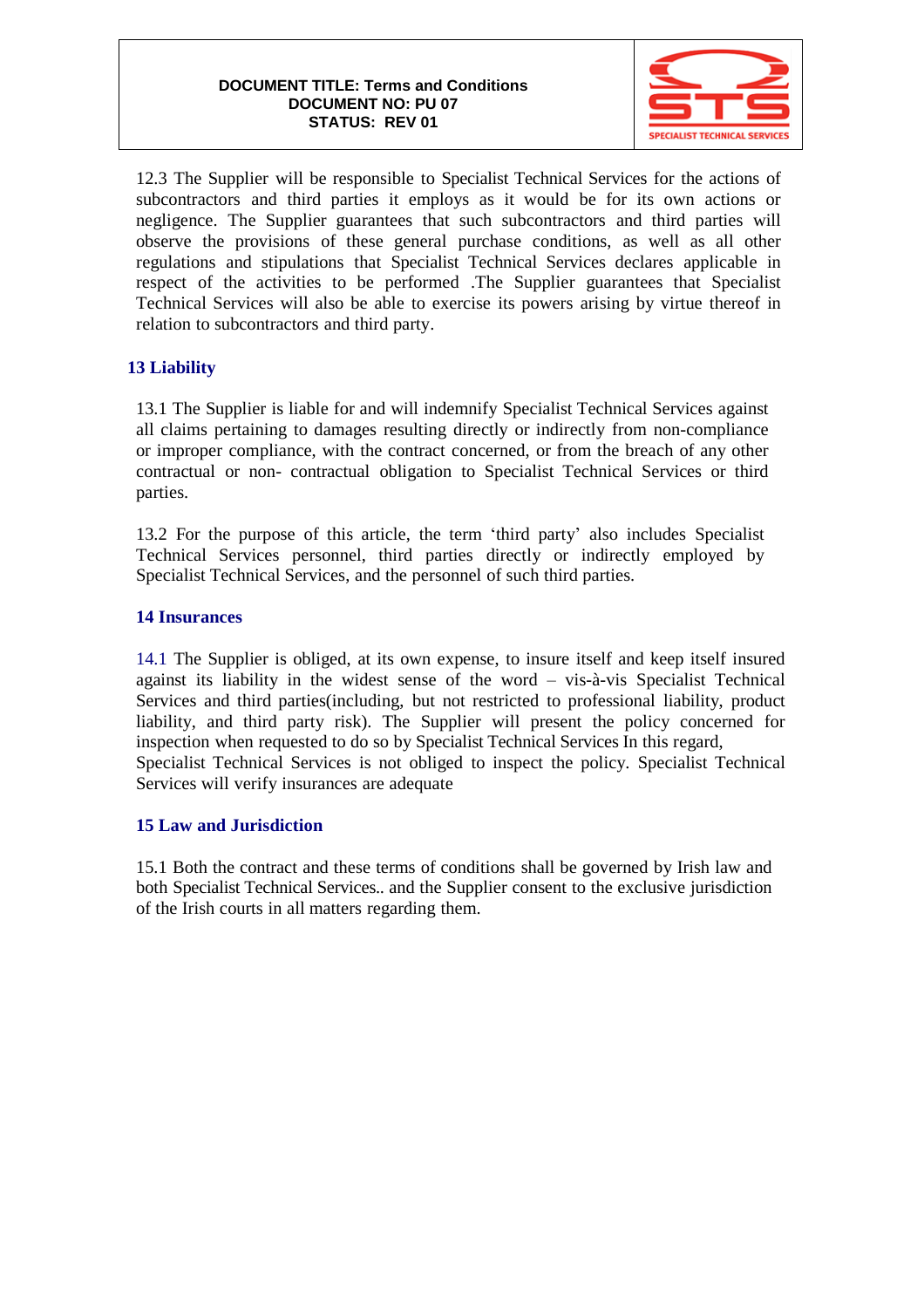12.3 The Supplier will be responsible to Specialist Technical Services for the actions of subcontractors and third parties it employs as it would be for its own actions or negligence. The Supplier guarantees that such subcontractors and third parties will observe the provisions of these general purchase conditions, as well as all other regulations and stipulations that Specialist Technical Services declares applicable in respect of the activities to be performed .The Supplier guarantees that Specialist Technical Services will also be able to exercise its powers arising by virtue thereof in relation to subcontractors and third party.

## 13 Liability

13.1 The Supplier is liable for and will indemnify Specialist Technical Services against all claims pertaining to damages resulting directly or indirectly from non-compliance or improper compliance, with the contract concerned, or from the breach of any other contractual or non- contractual obligation to Specialist Technical Services or third parties.

13.2 For the purpose of this article, the term 'third party' also includes Specialist Technical Services personnel, third parties directly or indirectly employed by Specialist Technical Services, and the personnel of such third parties.

## 14 Insurances

14.1 The Supplier is obliged, at its own expense, to insure itself and keep itself insured against its liability in the widest sense of the word – vis-à-vis Specialist Technical Services and third parties(including, but not restricted to professional liability, product liability, and third party risk). The Supplier will present the policy concerned for inspection when requested to do so by Specialist Technical Services In this regard, Specialist Technical Services is not obliged to inspect the policy. Specialist Technical Services will verify insurances are adequate

## 15 Law and Jurisdiction

15.1 Both the contract and these terms of conditions shall be governed by Irish law and both Specialist Technical Services.. and the Supplier consent to the exclusive jurisdiction of the Irish courts in all matters regarding them.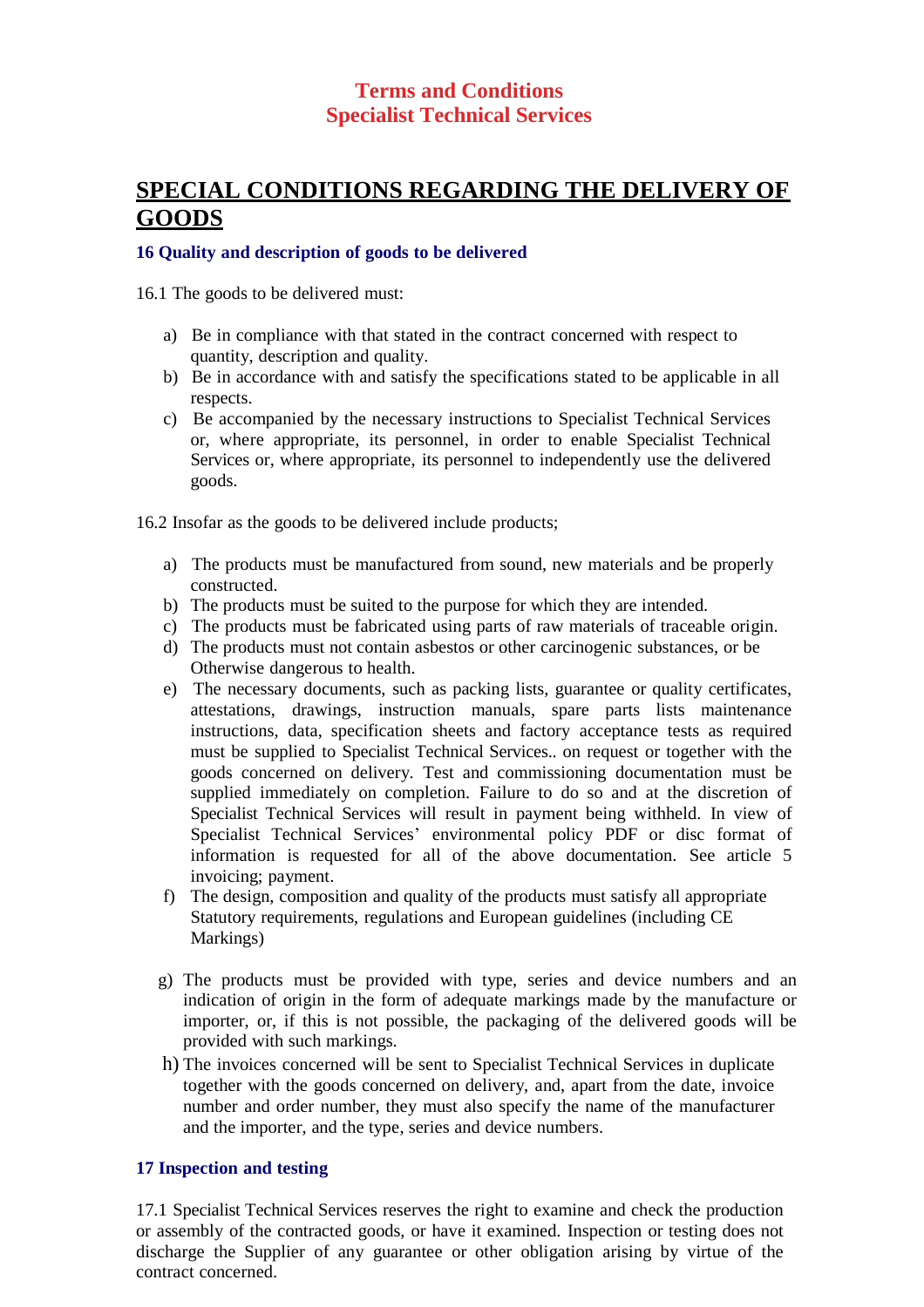**Terms and Conditions**
**Specialist Technical Services**

# SPECIAL CONDITIONS REGARDING THE DELIVERY OF GOODS

### 16 Quality and description of goods to be delivered

16.1 The goods to be delivered must:

a) Be in compliance with that stated in the contract concerned with respect to quantity, description and quality.
b) Be in accordance with and satisfy the specifications stated to be applicable in all respects.
c) Be accompanied by the necessary instructions to Specialist Technical Services or, where appropriate, its personnel, in order to enable Specialist Technical Services or, where appropriate, its personnel to independently use the delivered goods.

16.2 Insofar as the goods to be delivered include products;

a) The products must be manufactured from sound, new materials and be properly constructed.
b) The products must be suited to the purpose for which they are intended.
c) The products must be fabricated using parts of raw materials of traceable origin.
d) The products must not contain asbestos or other carcinogenic substances, or be Otherwise dangerous to health.
e) The necessary documents, such as packing lists, guarantee or quality certificates, attestations, drawings, instruction manuals, spare parts lists maintenance instructions, data, specification sheets and factory acceptance tests as required must be supplied to Specialist Technical Services.. on request or together with the goods concerned on delivery. Test and commissioning documentation must be supplied immediately on completion. Failure to do so and at the discretion of Specialist Technical Services will result in payment being withheld. In view of Specialist Technical Services' environmental policy PDF or disc format of information is requested for all of the above documentation. See article 5 invoicing; payment.
f) The design, composition and quality of the products must satisfy all appropriate Statutory requirements, regulations and European guidelines (including CE Markings)
g) The products must be provided with type, series and device numbers and an indication of origin in the form of adequate markings made by the manufacture or importer, or, if this is not possible, the packaging of the delivered goods will be provided with such markings.
h) The invoices concerned will be sent to Specialist Technical Services in duplicate together with the goods concerned on delivery, and, apart from the date, invoice number and order number, they must also specify the name of the manufacturer and the importer, and the type, series and device numbers.

### 17 Inspection and testing

17.1 Specialist Technical Services reserves the right to examine and check the production or assembly of the contracted goods, or have it examined. Inspection or testing does not discharge the Supplier of any guarantee or other obligation arising by virtue of the contract concerned.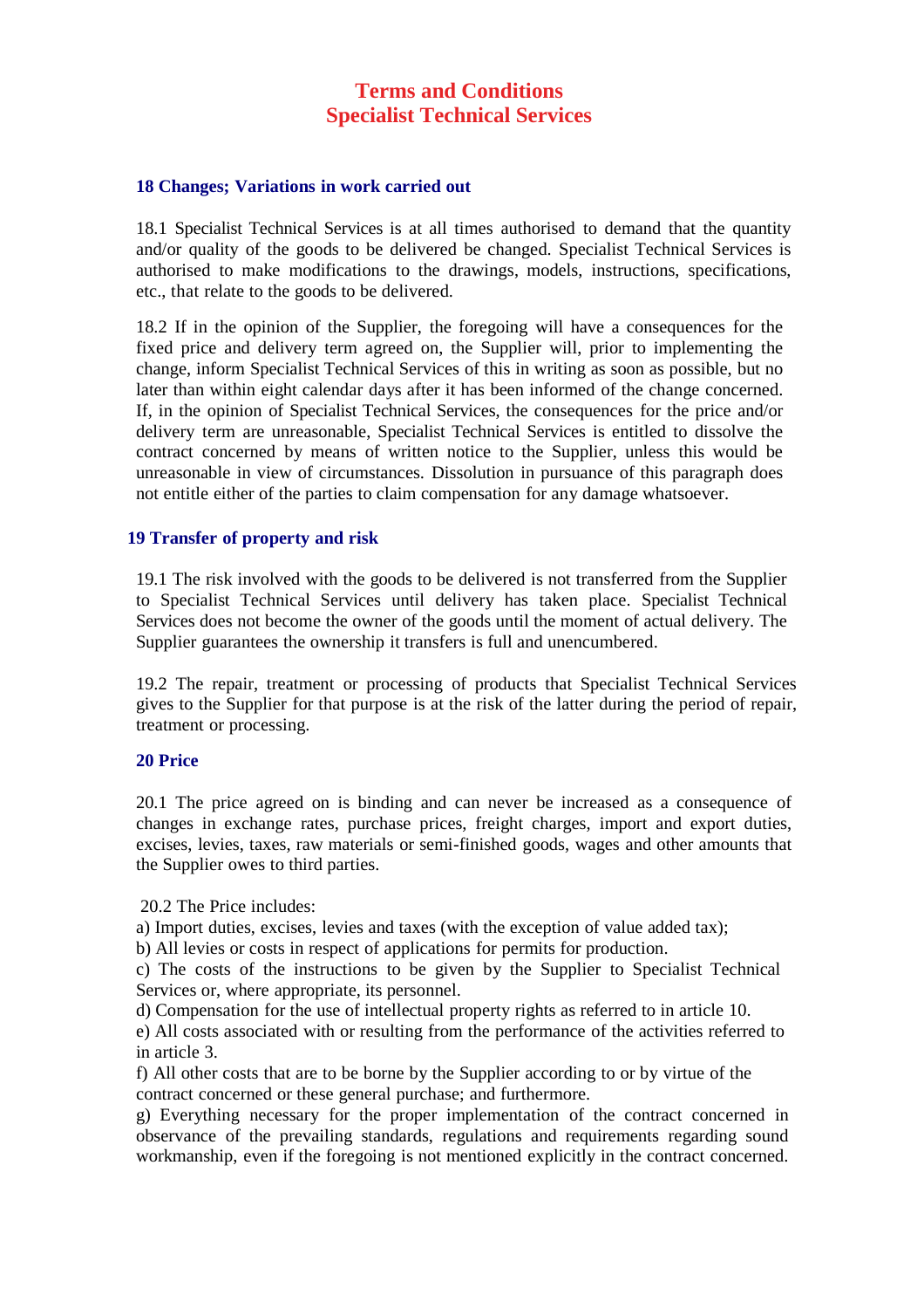# Terms and Conditions
# Specialist Technical Services

### 18 Changes; Variations in work carried out

18.1 Specialist Technical Services is at all times authorised to demand that the quantity and/or quality of the goods to be delivered be changed. Specialist Technical Services is authorised to make modifications to the drawings, models, instructions, specifications, etc., that relate to the goods to be delivered.

18.2 If in the opinion of the Supplier, the foregoing will have a consequences for the fixed price and delivery term agreed on, the Supplier will, prior to implementing the change, inform Specialist Technical Services of this in writing as soon as possible, but no later than within eight calendar days after it has been informed of the change concerned. If, in the opinion of Specialist Technical Services, the consequences for the price and/or delivery term are unreasonable, Specialist Technical Services is entitled to dissolve the contract concerned by means of written notice to the Supplier, unless this would be unreasonable in view of circumstances. Dissolution in pursuance of this paragraph does not entitle either of the parties to claim compensation for any damage whatsoever.

### 19 Transfer of property and risk

19.1 The risk involved with the goods to be delivered is not transferred from the Supplier to Specialist Technical Services until delivery has taken place. Specialist Technical Services does not become the owner of the goods until the moment of actual delivery. The Supplier guarantees the ownership it transfers is full and unencumbered.

19.2 The repair, treatment or processing of products that Specialist Technical Services gives to the Supplier for that purpose is at the risk of the latter during the period of repair, treatment or processing.

### 20 Price

20.1 The price agreed on is binding and can never be increased as a consequence of changes in exchange rates, purchase prices, freight charges, import and export duties, excises, levies, taxes, raw materials or semi-finished goods, wages and other amounts that the Supplier owes to third parties.

20.2 The Price includes:

a) Import duties, excises, levies and taxes (with the exception of value added tax);

b) All levies or costs in respect of applications for permits for production.

c) The costs of the instructions to be given by the Supplier to Specialist Technical Services or, where appropriate, its personnel.

d) Compensation for the use of intellectual property rights as referred to in article 10.

e) All costs associated with or resulting from the performance of the activities referred to in article 3.

f) All other costs that are to be borne by the Supplier according to or by virtue of the contract concerned or these general purchase; and furthermore.

g) Everything necessary for the proper implementation of the contract concerned in observance of the prevailing standards, regulations and requirements regarding sound workmanship, even if the foregoing is not mentioned explicitly in the contract concerned.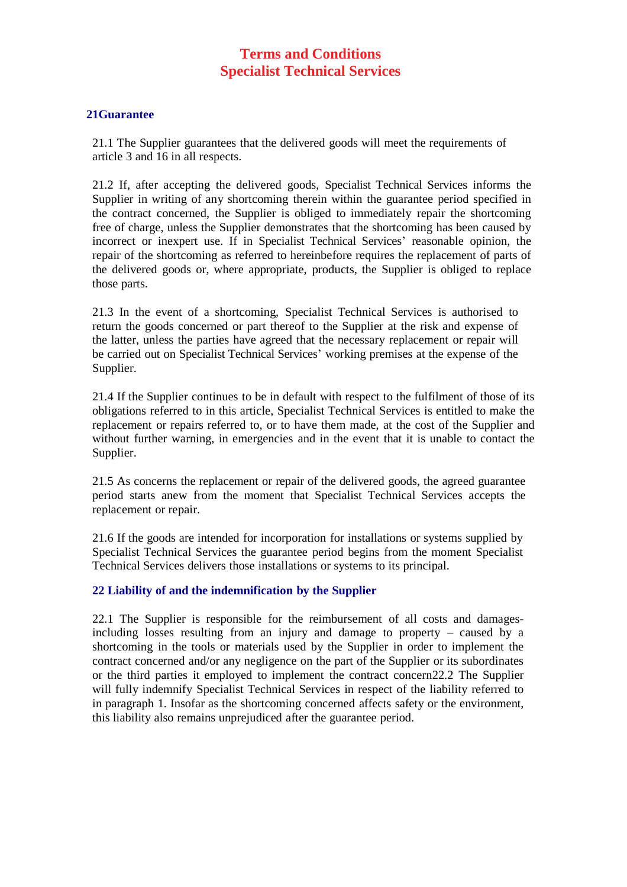# Terms and Conditions
# Specialist Technical Services

## 21Guarantee

21.1 The Supplier guarantees that the delivered goods will meet the requirements of article 3 and 16 in all respects.

21.2 If, after accepting the delivered goods, Specialist Technical Services informs the Supplier in writing of any shortcoming therein within the guarantee period specified in the contract concerned, the Supplier is obliged to immediately repair the shortcoming free of charge, unless the Supplier demonstrates that the shortcoming has been caused by incorrect or inexpert use. If in Specialist Technical Services' reasonable opinion, the repair of the shortcoming as referred to hereinbefore requires the replacement of parts of the delivered goods or, where appropriate, products, the Supplier is obliged to replace those parts.

21.3 In the event of a shortcoming, Specialist Technical Services is authorised to return the goods concerned or part thereof to the Supplier at the risk and expense of the latter, unless the parties have agreed that the necessary replacement or repair will be carried out on Specialist Technical Services' working premises at the expense of the Supplier.

21.4 If the Supplier continues to be in default with respect to the fulfilment of those of its obligations referred to in this article, Specialist Technical Services is entitled to make the replacement or repairs referred to, or to have them made, at the cost of the Supplier and without further warning, in emergencies and in the event that it is unable to contact the Supplier.

21.5 As concerns the replacement or repair of the delivered goods, the agreed guarantee period starts anew from the moment that Specialist Technical Services accepts the replacement or repair.

21.6 If the goods are intended for incorporation for installations or systems supplied by Specialist Technical Services the guarantee period begins from the moment Specialist Technical Services delivers those installations or systems to its principal.

## 22 Liability of and the indemnification by the Supplier

22.1 The Supplier is responsible for the reimbursement of all costs and damages- including losses resulting from an injury and damage to property – caused by a shortcoming in the tools or materials used by the Supplier in order to implement the contract concerned and/or any negligence on the part of the Supplier or its subordinates or the third parties it employed to implement the contract concern22.2 The Supplier will fully indemnify Specialist Technical Services in respect of the liability referred to in paragraph 1. Insofar as the shortcoming concerned affects safety or the environment, this liability also remains unprejudiced after the guarantee period.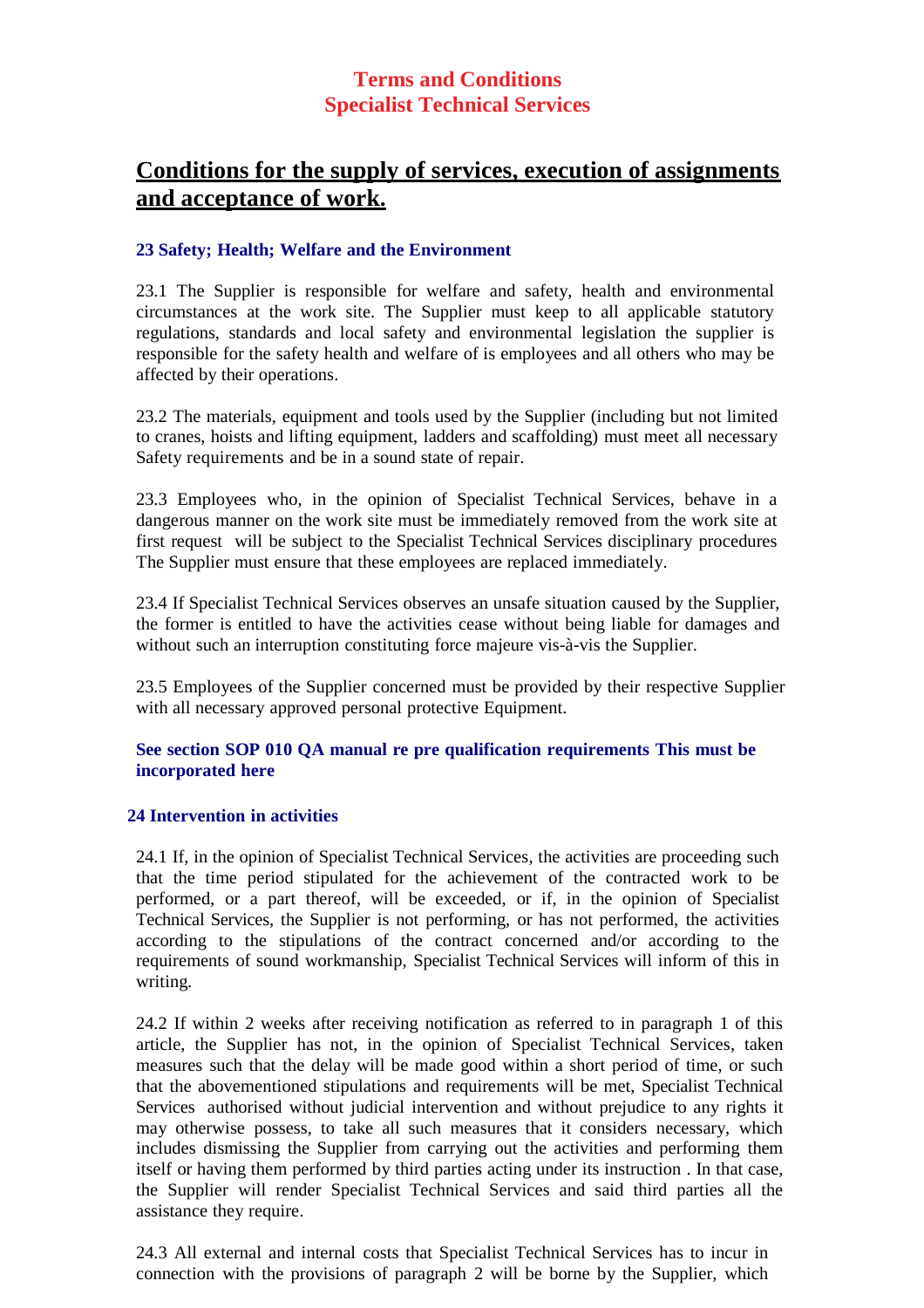**Terms and Conditions**
**Specialist Technical Services**

# Conditions for the supply of services, execution of assignments and acceptance of work.

### 23 Safety; Health; Welfare and the Environment

23.1 The Supplier is responsible for welfare and safety, health and environmental circumstances at the work site. The Supplier must keep to all applicable statutory regulations, standards and local safety and environmental legislation the supplier is responsible for the safety health and welfare of is employees and all others who may be affected by their operations.

23.2 The materials, equipment and tools used by the Supplier (including but not limited to cranes, hoists and lifting equipment, ladders and scaffolding) must meet all necessary Safety requirements and be in a sound state of repair.

23.3 Employees who, in the opinion of Specialist Technical Services, behave in a dangerous manner on the work site must be immediately removed from the work site at first request will be subject to the Specialist Technical Services disciplinary procedures The Supplier must ensure that these employees are replaced immediately.

23.4 If Specialist Technical Services observes an unsafe situation caused by the Supplier, the former is entitled to have the activities cease without being liable for damages and without such an interruption constituting force majeure vis-à-vis the Supplier.

23.5 Employees of the Supplier concerned must be provided by their respective Supplier with all necessary approved personal protective Equipment.

**See section SOP 010 QA manual re pre qualification requirements This must be incorporated here**

### 24 Intervention in activities

24.1 If, in the opinion of Specialist Technical Services, the activities are proceeding such that the time period stipulated for the achievement of the contracted work to be performed, or a part thereof, will be exceeded, or if, in the opinion of Specialist Technical Services, the Supplier is not performing, or has not performed, the activities according to the stipulations of the contract concerned and/or according to the requirements of sound workmanship, Specialist Technical Services will inform of this in writing.

24.2 If within 2 weeks after receiving notification as referred to in paragraph 1 of this article, the Supplier has not, in the opinion of Specialist Technical Services, taken measures such that the delay will be made good within a short period of time, or such that the abovementioned stipulations and requirements will be met, Specialist Technical Services authorised without judicial intervention and without prejudice to any rights it may otherwise possess, to take all such measures that it considers necessary, which includes dismissing the Supplier from carrying out the activities and performing them itself or having them performed by third parties acting under its instruction . In that case, the Supplier will render Specialist Technical Services and said third parties all the assistance they require.

24.3 All external and internal costs that Specialist Technical Services has to incur in connection with the provisions of paragraph 2 will be borne by the Supplier, which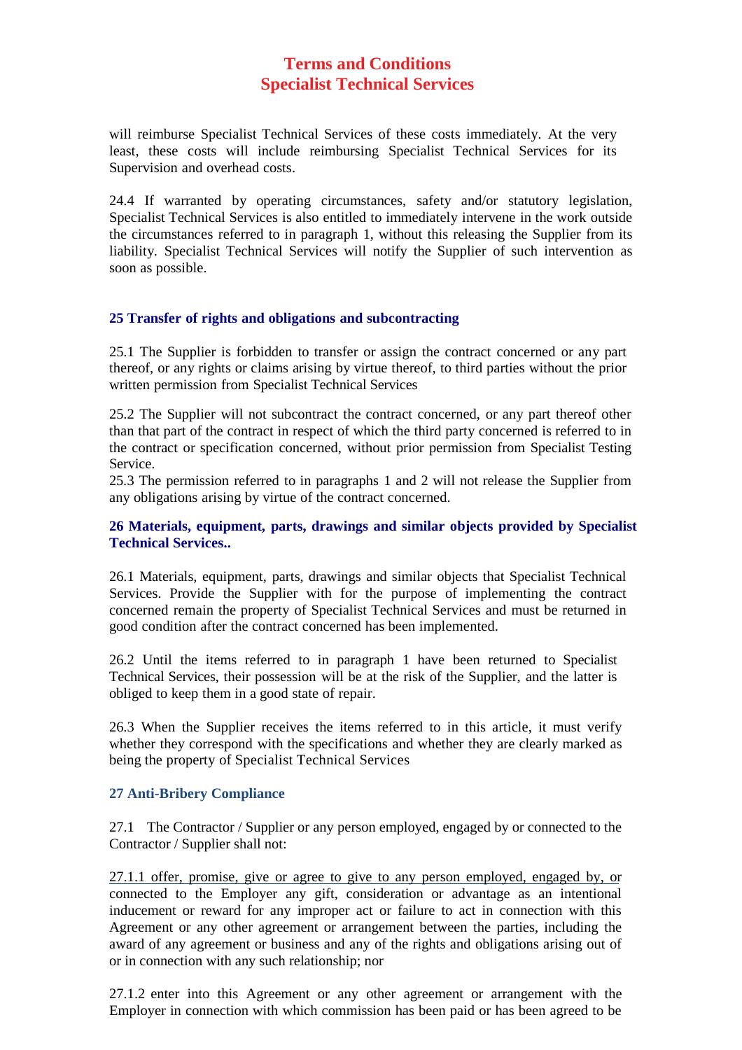will reimburse Specialist Technical Services of these costs immediately. At the very least, these costs will include reimbursing Specialist Technical Services for its Supervision and overhead costs.

24.4 If warranted by operating circumstances, safety and/or statutory legislation, Specialist Technical Services is also entitled to immediately intervene in the work outside the circumstances referred to in paragraph 1, without this releasing the Supplier from its liability. Specialist Technical Services will notify the Supplier of such intervention as soon as possible.

## 25 Transfer of rights and obligations and subcontracting

25.1 The Supplier is forbidden to transfer or assign the contract concerned or any part thereof, or any rights or claims arising by virtue thereof, to third parties without the prior written permission from Specialist Technical Services

25.2 The Supplier will not subcontract the contract concerned, or any part thereof other than that part of the contract in respect of which the third party concerned is referred to in the contract or specification concerned, without prior permission from Specialist Testing Service.

25.3 The permission referred to in paragraphs 1 and 2 will not release the Supplier from any obligations arising by virtue of the contract concerned.

## 26 Materials, equipment, parts, drawings and similar objects provided by Specialist Technical Services..

26.1 Materials, equipment, parts, drawings and similar objects that Specialist Technical Services. Provide the Supplier with for the purpose of implementing the contract concerned remain the property of Specialist Technical Services and must be returned in good condition after the contract concerned has been implemented.

26.2 Until the items referred to in paragraph 1 have been returned to Specialist Technical Services, their possession will be at the risk of the Supplier, and the latter is obliged to keep them in a good state of repair.

26.3 When the Supplier receives the items referred to in this article, it must verify whether they correspond with the specifications and whether they are clearly marked as being the property of Specialist Technical Services

## 27 Anti-Bribery Compliance

27.1 The Contractor / Supplier or any person employed, engaged by or connected to the Contractor / Supplier shall not:

27.1.1 offer, promise, give or agree to give to any person employed, engaged by, or connected to the Employer any gift, consideration or advantage as an intentional inducement or reward for any improper act or failure to act in connection with this Agreement or any other agreement or arrangement between the parties, including the award of any agreement or business and any of the rights and obligations arising out of or in connection with any such relationship; nor

27.1.2 enter into this Agreement or any other agreement or arrangement with the Employer in connection with which commission has been paid or has been agreed to be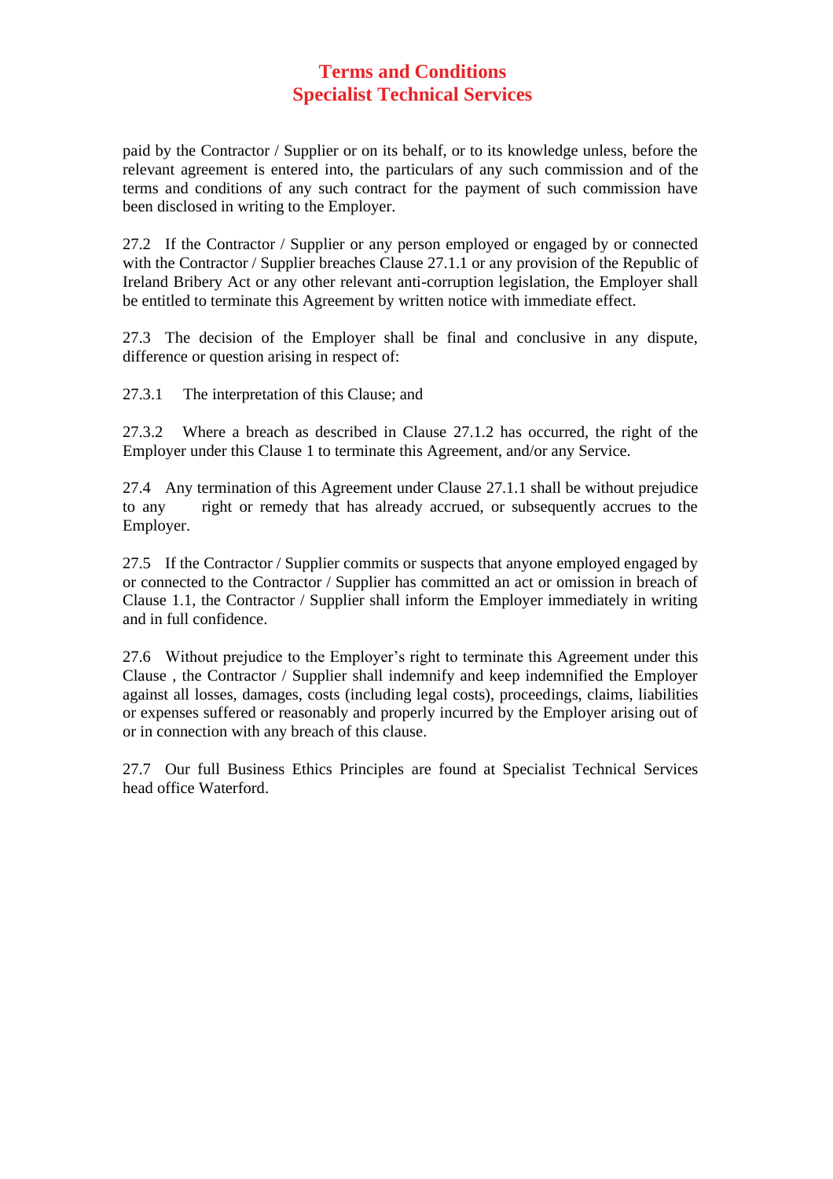paid by the Contractor / Supplier or on its behalf, or to its knowledge unless, before the relevant agreement is entered into, the particulars of any such commission and of the terms and conditions of any such contract for the payment of such commission have been disclosed in writing to the Employer.

27.2 If the Contractor / Supplier or any person employed or engaged by or connected with the Contractor / Supplier breaches Clause 27.1.1 or any provision of the Republic of Ireland Bribery Act or any other relevant anti-corruption legislation, the Employer shall be entitled to terminate this Agreement by written notice with immediate effect.

27.3 The decision of the Employer shall be final and conclusive in any dispute, difference or question arising in respect of:

27.3.1 The interpretation of this Clause; and

27.3.2 Where a breach as described in Clause 27.1.2 has occurred, the right of the Employer under this Clause 1 to terminate this Agreement, and/or any Service.

27.4 Any termination of this Agreement under Clause 27.1.1 shall be without prejudice to any right or remedy that has already accrued, or subsequently accrues to the Employer.

27.5 If the Contractor / Supplier commits or suspects that anyone employed engaged by or connected to the Contractor / Supplier has committed an act or omission in breach of Clause 1.1, the Contractor / Supplier shall inform the Employer immediately in writing and in full confidence.

27.6 Without prejudice to the Employer's right to terminate this Agreement under this Clause , the Contractor / Supplier shall indemnify and keep indemnified the Employer against all losses, damages, costs (including legal costs), proceedings, claims, liabilities or expenses suffered or reasonably and properly incurred by the Employer arising out of or in connection with any breach of this clause.

27.7 Our full Business Ethics Principles are found at Specialist Technical Services head office Waterford.